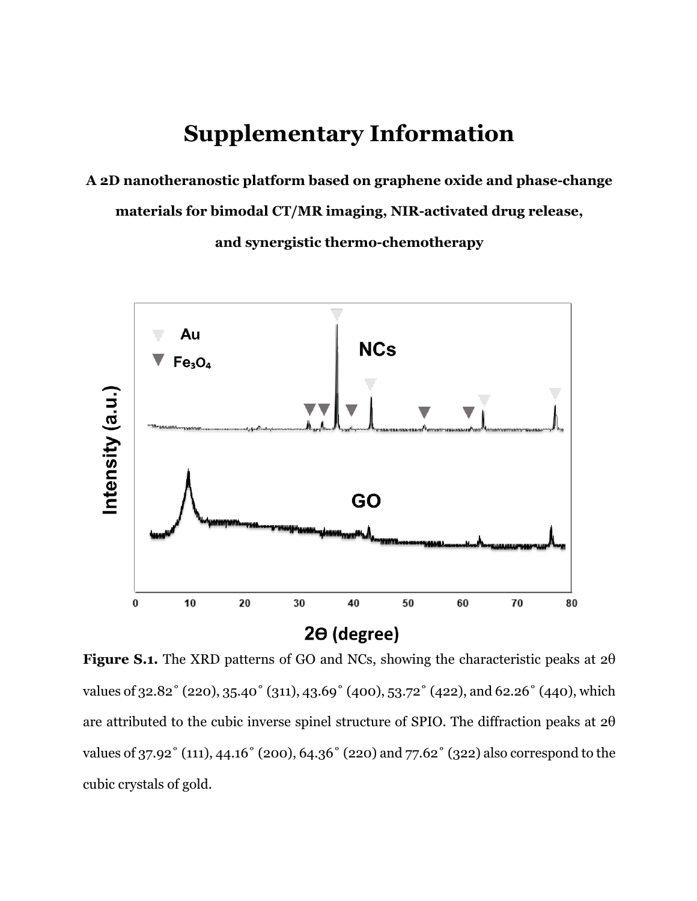# Supplementary Information

**A 2D nanotheranostic platform based on graphene oxide and phase-change materials for bimodal CT/MR imaging, NIR-activated drug release, and synergistic thermo-chemotherapy**

**Figure S.1.** The XRD patterns of GO and NCs, showing the characteristic peaks at 2θ values of 32.82˚ (220), 35.40˚ (311), 43.69˚ (400), 53.72˚ (422), and 62.26˚ (440), which are attributed to the cubic inverse spinel structure of SPIO. The diffraction peaks at 2θ values of 37.92˚ (111), 44.16˚ (200), 64.36˚ (220) and 77.62˚ (322) also correspond to the cubic crystals of gold.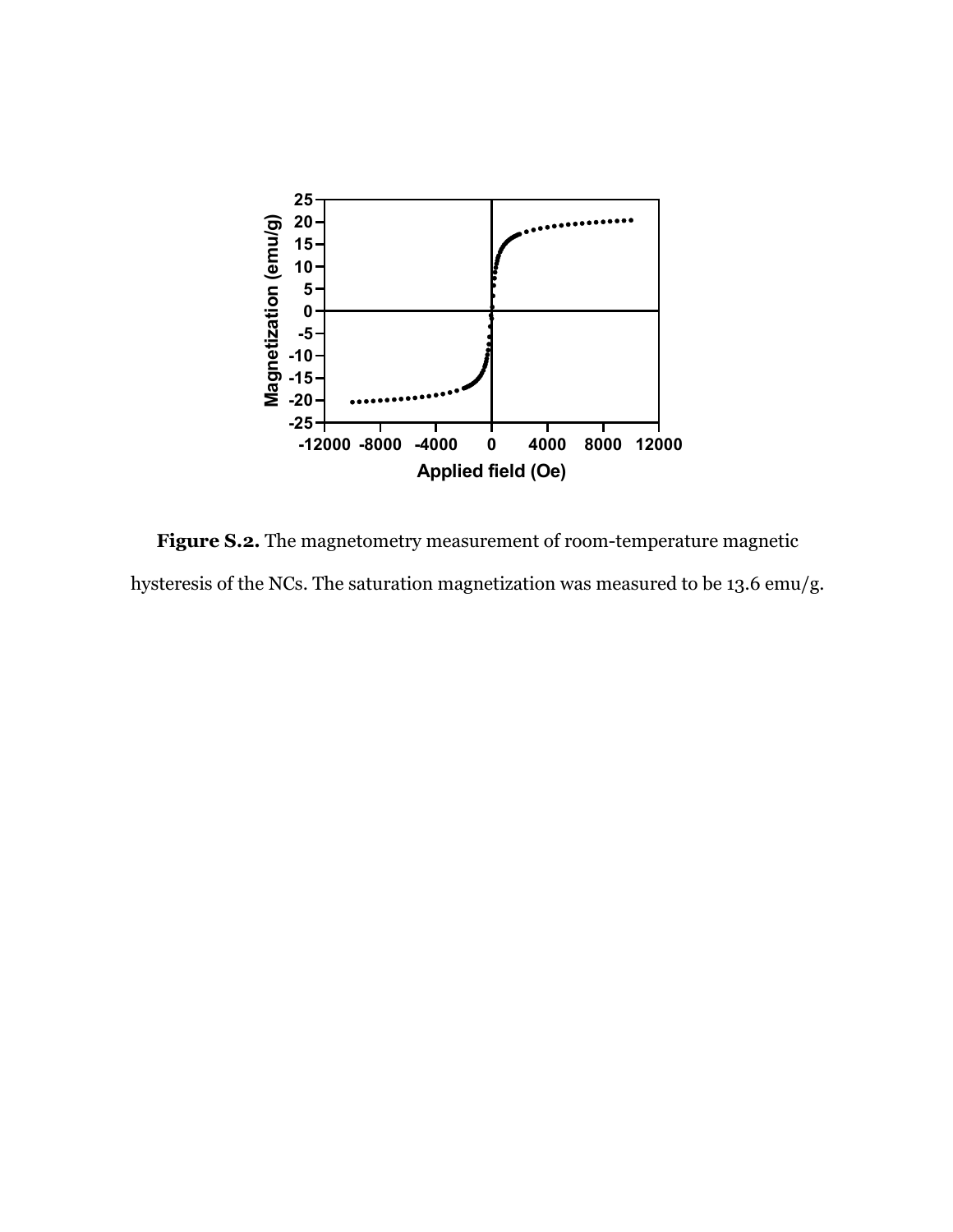**Figure S.2.** The magnetometry measurement of room-temperature magnetic hysteresis of the NCs. The saturation magnetization was measured to be 13.6 emu/g.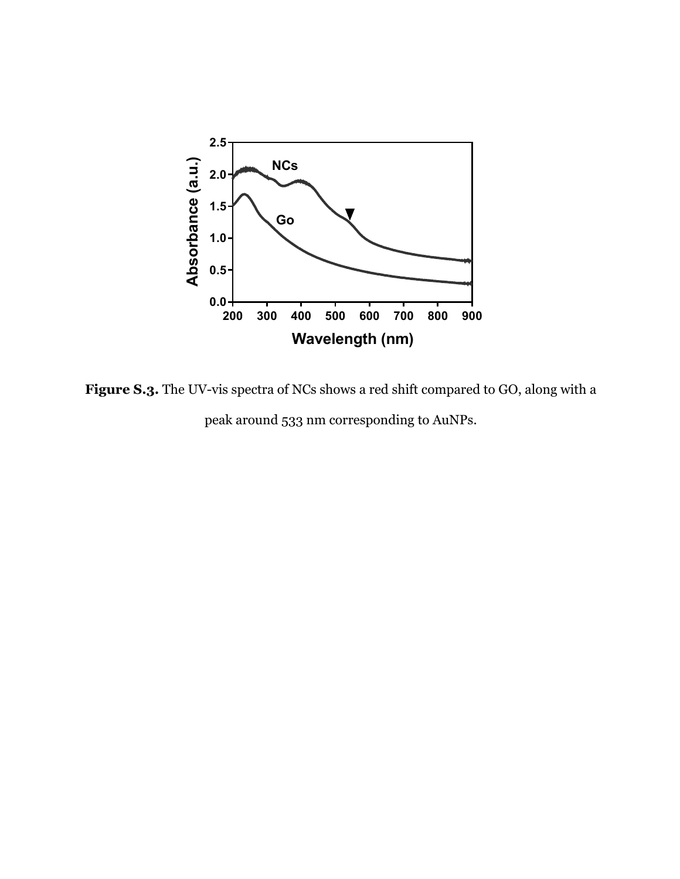**Figure S.3.** The UV-vis spectra of NCs shows a red shift compared to GO, along with a peak around 533 nm corresponding to AuNPs.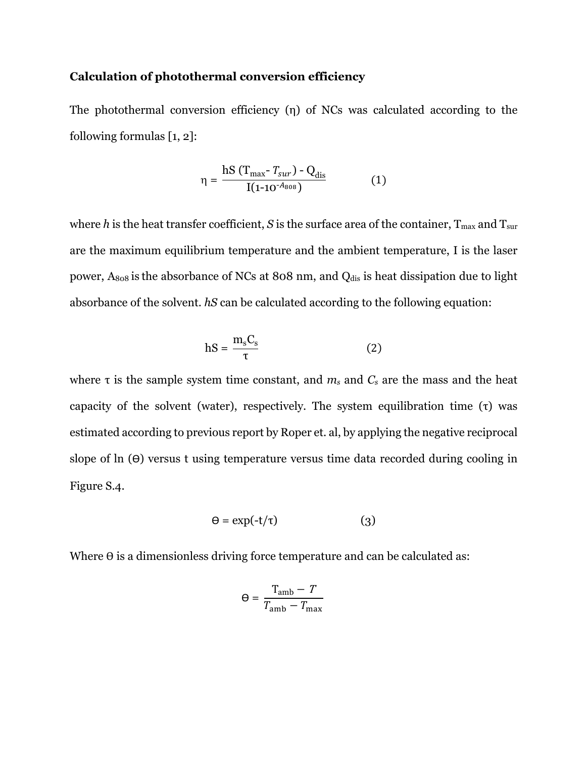**Calculation of photothermal conversion efficiency**

The photothermal conversion efficiency (η) of NCs was calculated according to the following formulas [1, 2]:

$$\eta = \frac{hS\,(T_{max} - T_{sur}) - Q_{dis}}{I(1\text{-}10^{-A_{808}})} \qquad (1)$$

where $h$ is the heat transfer coefficient, $S$ is the surface area of the container, $T_{max}$ and $T_{sur}$ are the maximum equilibrium temperature and the ambient temperature, I is the laser power, $A_{808}$ is the absorbance of NCs at 808 nm, and $Q_{dis}$ is heat dissipation due to light absorbance of the solvent. $hS$ can be calculated according to the following equation:

$$hS = \frac{m_s C_s}{\tau} \qquad (2)$$

where τ is the sample system time constant, and $m_s$ and $C_s$ are the mass and the heat capacity of the solvent (water), respectively. The system equilibration time (τ) was estimated according to previous report by Roper et. al, by applying the negative reciprocal slope of ln (ϴ) versus t using temperature versus time data recorded during cooling in Figure S.4.

$$\Theta = \exp(-t/\tau) \qquad (3)$$

Where ϴ is a dimensionless driving force temperature and can be calculated as:

$$\Theta = \frac{T_{amb} - T}{T_{amb} - T_{max}}$$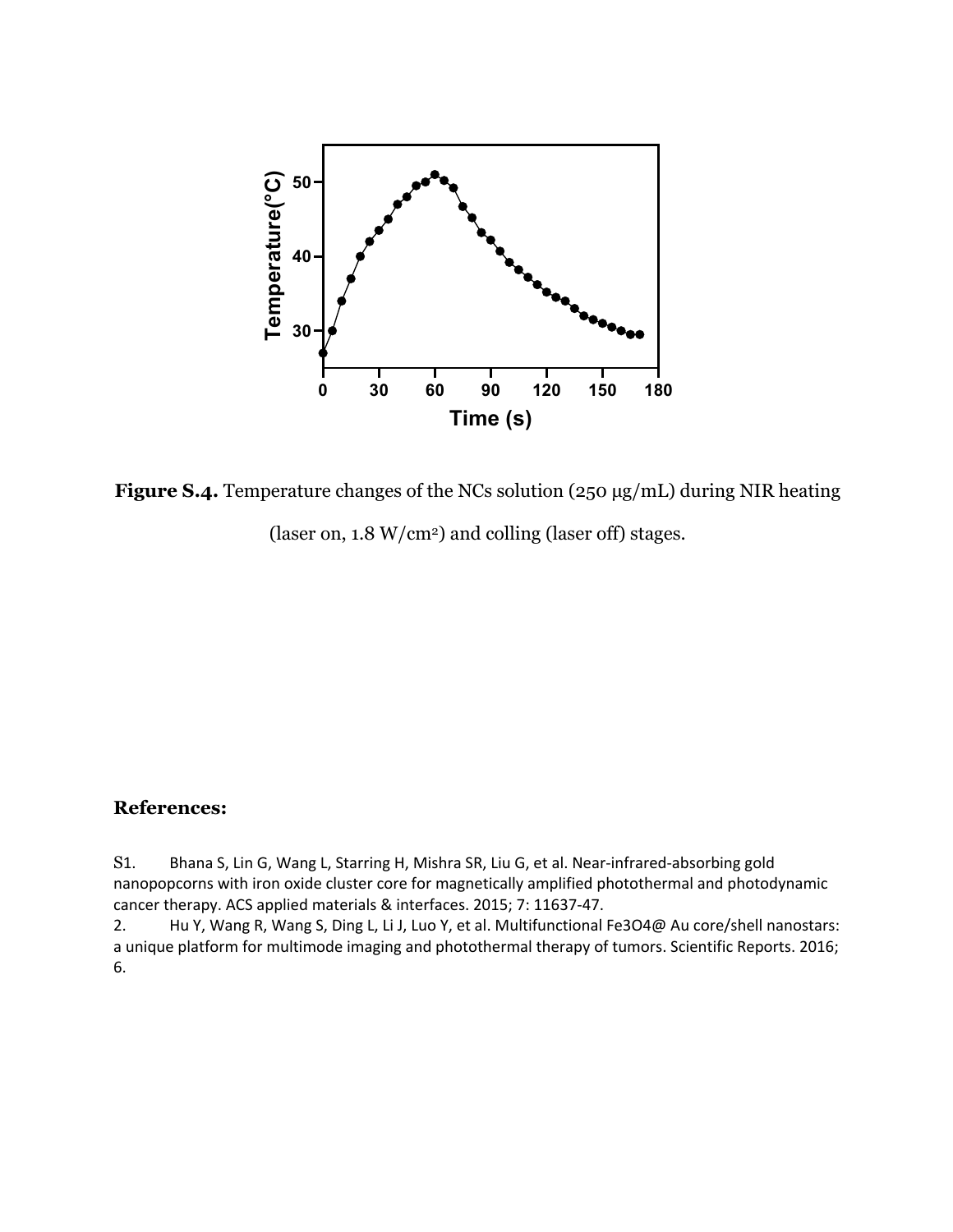**Figure S.4.** Temperature changes of the NCs solution (250 μg/mL) during NIR heating (laser on, 1.8 W/cm[2]) and colling (laser off) stages.

## References:

S1. Bhana S, Lin G, Wang L, Starring H, Mishra SR, Liu G, et al. Near-infrared-absorbing gold nanopopcorns with iron oxide cluster core for magnetically amplified photothermal and photodynamic cancer therapy. ACS applied materials & interfaces. 2015; 7: 11637-47.

2. Hu Y, Wang R, Wang S, Ding L, Li J, Luo Y, et al. Multifunctional $Fe_3O_4$@ Au core/shell nanostars: a unique platform for multimode imaging and photothermal therapy of tumors. Scientific Reports. 2016; 6.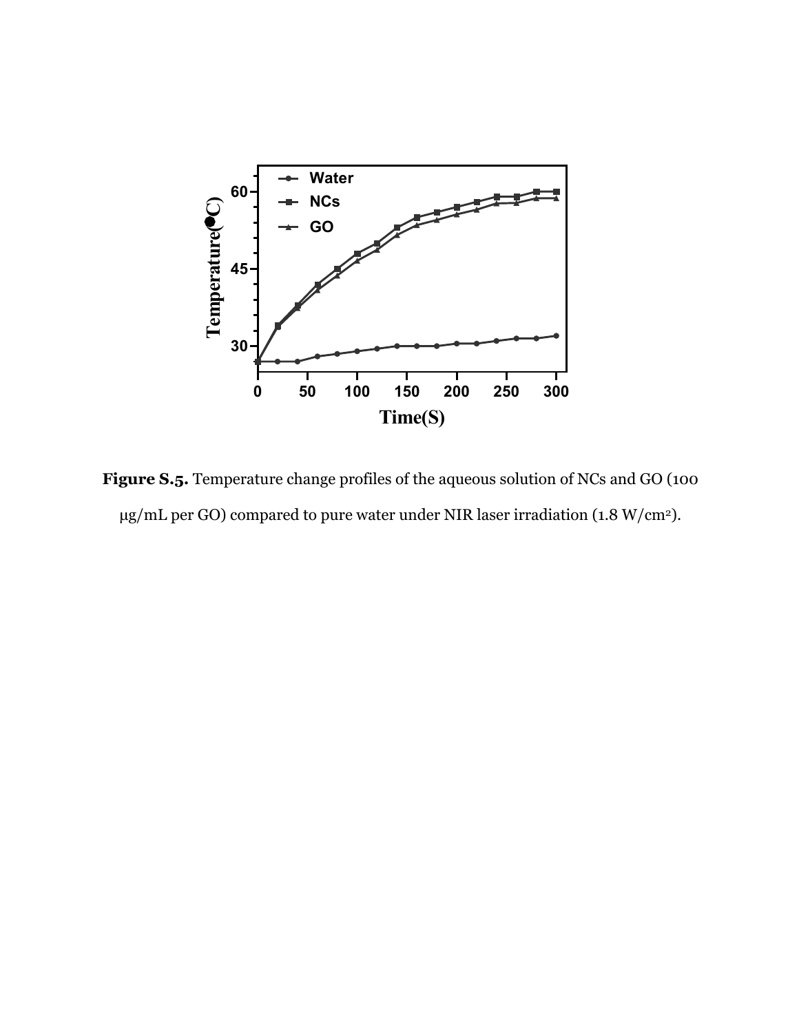**Figure S.5.** Temperature change profiles of the aqueous solution of NCs and GO (100 μg/mL per GO) compared to pure water under NIR laser irradiation (1.8 W/cm$^2$).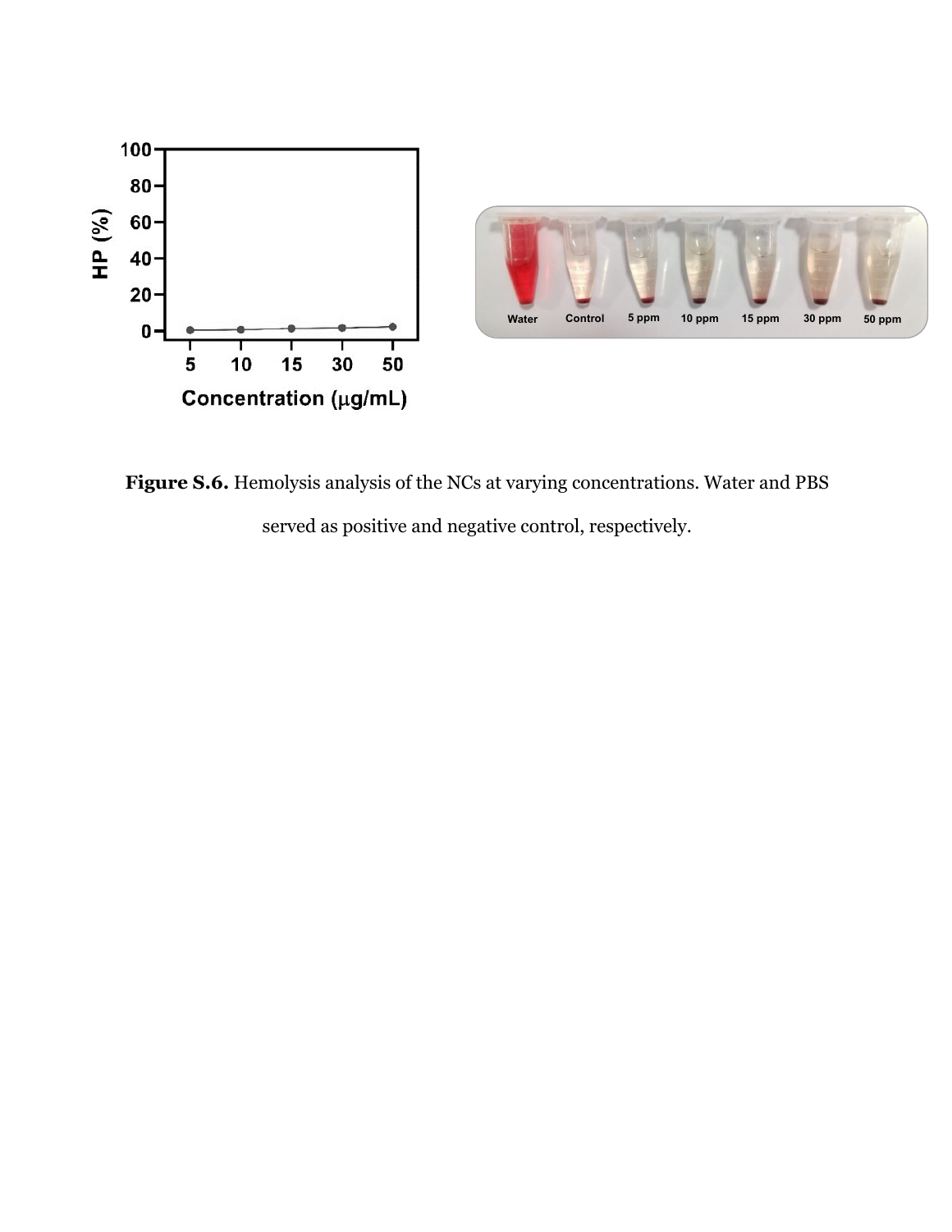**Figure S.6.** Hemolysis analysis of the NCs at varying concentrations. Water and PBS served as positive and negative control, respectively.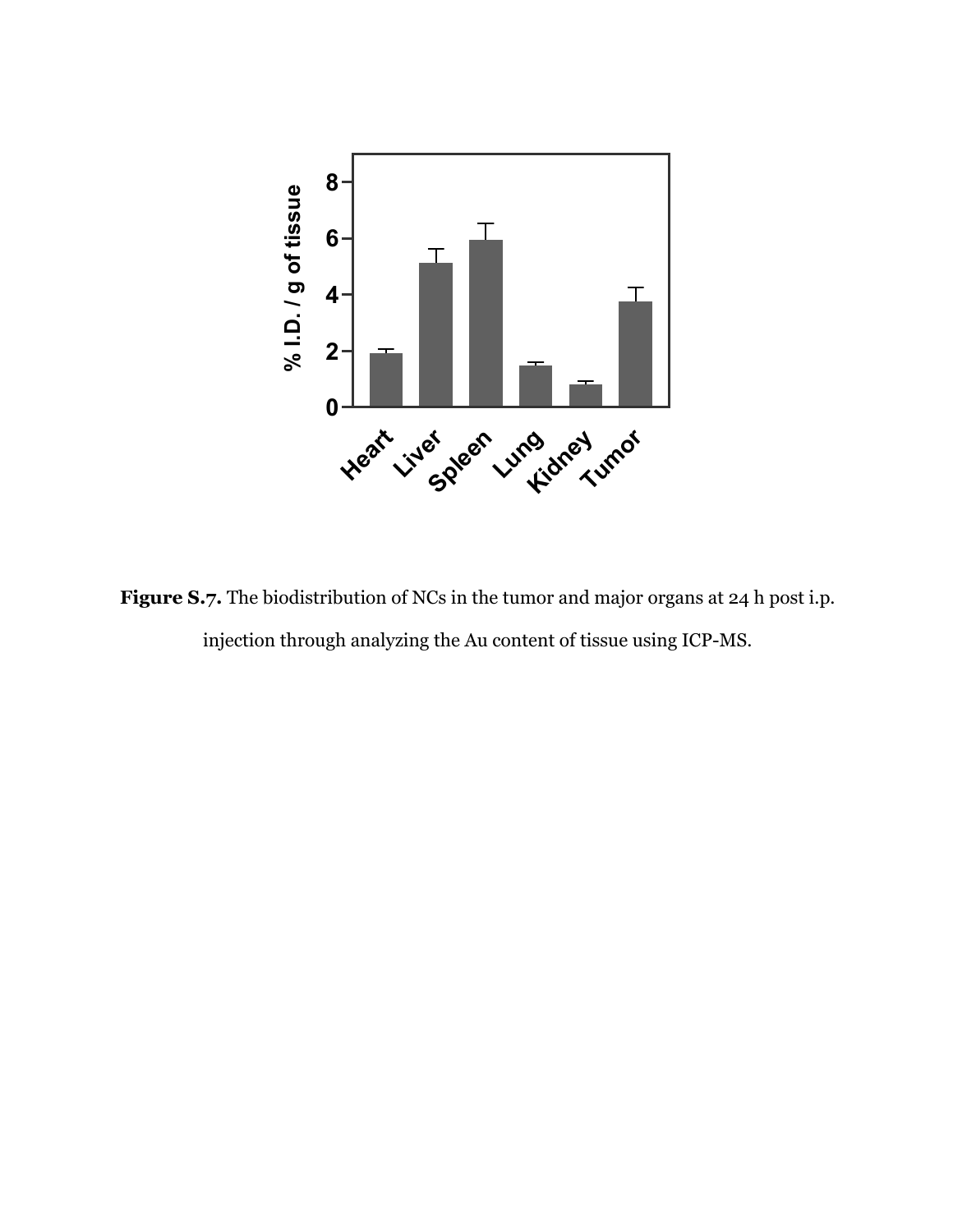% I.D. / g of tissue

8

6

4

2

0

Heart

Liver

Spleen

Lung

Kidney

Tumor

**Figure S.7.** The biodistribution of NCs in the tumor and major organs at 24 h post i.p. injection through analyzing the Au content of tissue using ICP-MS.